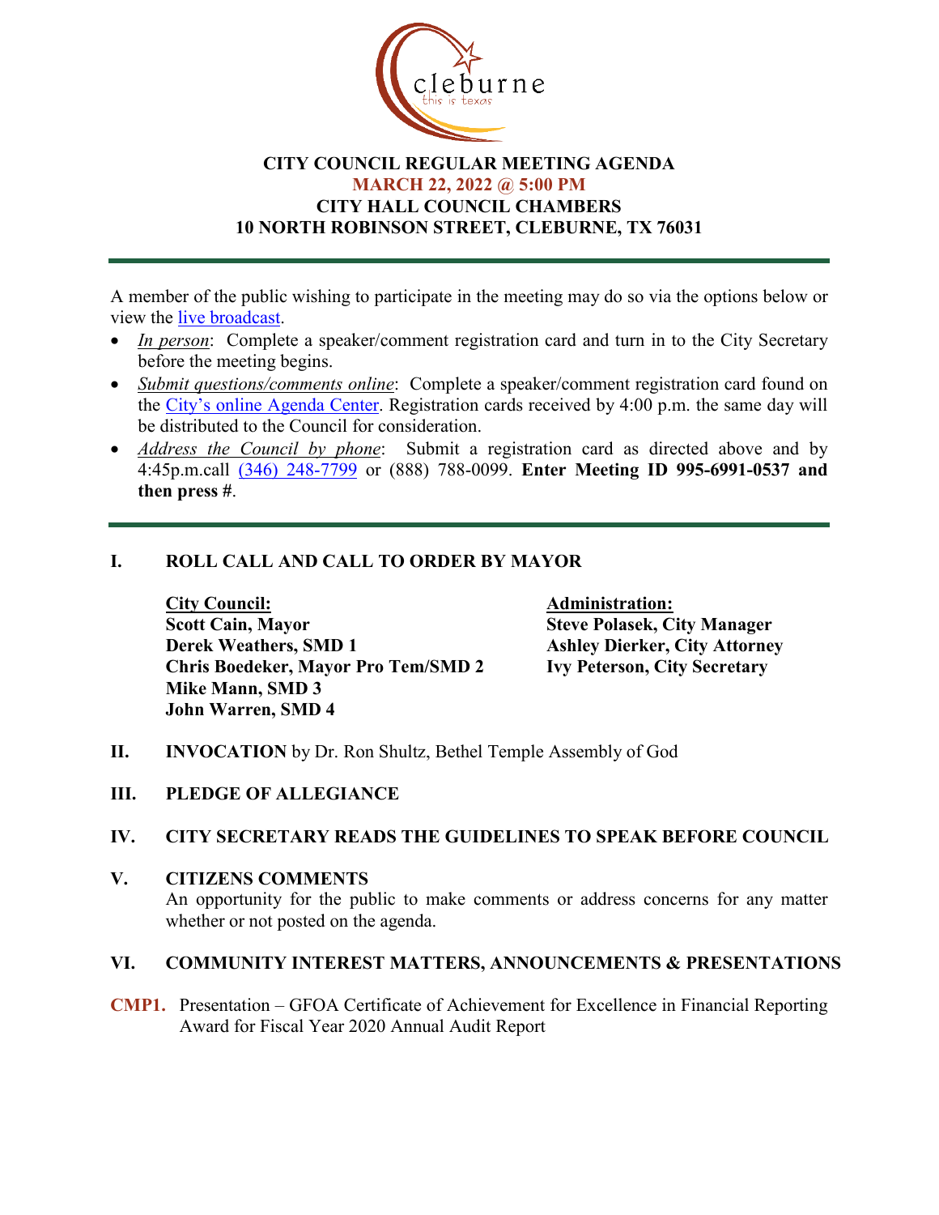# CITY COUNCIL REGULAR MEETING AGENDA
## MARCH 22, 2022 @ 5:00 PM
## CITY HALL COUNCIL CHAMBERS
## 10 NORTH ROBINSON STREET, CLEBURNE, TX 76031

---

A member of the public wishing to participate in the meeting may do so via the options below or view the live broadcast.

- *In person*: Complete a speaker/comment registration card and turn in to the City Secretary before the meeting begins.
- *Submit questions/comments online*: Complete a speaker/comment registration card found on the City's online Agenda Center. Registration cards received by 4:00 p.m. the same day will be distributed to the Council for consideration.
- *Address the Council by phone*: Submit a registration card as directed above and by 4:45p.m.call (346) 248-7799 or (888) 788-0099. **Enter Meeting ID 995-6991-0537 and then press #**.

---

## I. ROLL CALL AND CALL TO ORDER BY MAYOR

**City Council:**
**Scott Cain, Mayor**
**Derek Weathers, SMD 1**
**Chris Boedeker, Mayor Pro Tem/SMD 2**
**Mike Mann, SMD 3**
**John Warren, SMD 4**

**Administration:**
**Steve Polasek, City Manager**
**Ashley Dierker, City Attorney**
**Ivy Peterson, City Secretary**

## II. INVOCATION by Dr. Ron Shultz, Bethel Temple Assembly of God

## III. PLEDGE OF ALLEGIANCE

## IV. CITY SECRETARY READS THE GUIDELINES TO SPEAK BEFORE COUNCIL

## V. CITIZENS COMMENTS

An opportunity for the public to make comments or address concerns for any matter whether or not posted on the agenda.

## VI. COMMUNITY INTEREST MATTERS, ANNOUNCEMENTS & PRESENTATIONS

**CMP1.** Presentation – GFOA Certificate of Achievement for Excellence in Financial Reporting Award for Fiscal Year 2020 Annual Audit Report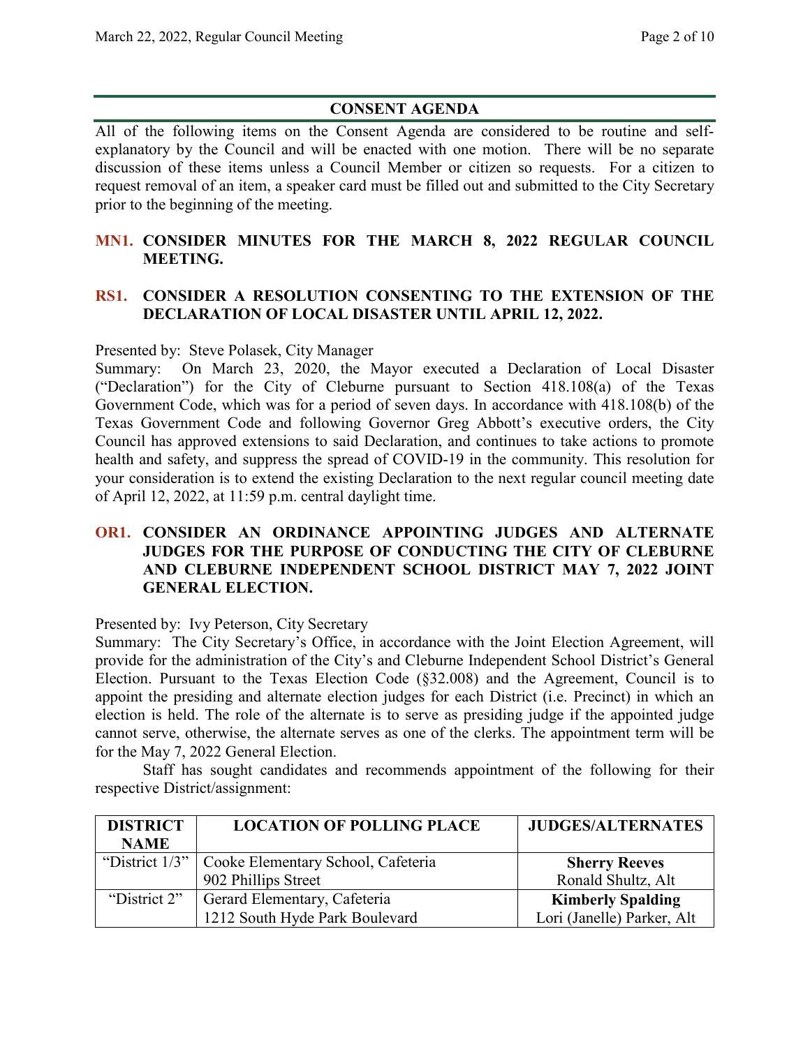## CONSENT AGENDA

All of the following items on the Consent Agenda are considered to be routine and self-explanatory by the Council and will be enacted with one motion. There will be no separate discussion of these items unless a Council Member or citizen so requests. For a citizen to request removal of an item, a speaker card must be filled out and submitted to the City Secretary prior to the beginning of the meeting.

### MN1. CONSIDER MINUTES FOR THE MARCH 8, 2022 REGULAR COUNCIL MEETING.

### RS1. CONSIDER A RESOLUTION CONSENTING TO THE EXTENSION OF THE DECLARATION OF LOCAL DISASTER UNTIL APRIL 12, 2022.

Presented by: Steve Polasek, City Manager

Summary: On March 23, 2020, the Mayor executed a Declaration of Local Disaster ("Declaration") for the City of Cleburne pursuant to Section 418.108(a) of the Texas Government Code, which was for a period of seven days. In accordance with 418.108(b) of the Texas Government Code and following Governor Greg Abbott's executive orders, the City Council has approved extensions to said Declaration, and continues to take actions to promote health and safety, and suppress the spread of COVID-19 in the community. This resolution for your consideration is to extend the existing Declaration to the next regular council meeting date of April 12, 2022, at 11:59 p.m. central daylight time.

### OR1. CONSIDER AN ORDINANCE APPOINTING JUDGES AND ALTERNATE JUDGES FOR THE PURPOSE OF CONDUCTING THE CITY OF CLEBURNE AND CLEBURNE INDEPENDENT SCHOOL DISTRICT MAY 7, 2022 JOINT GENERAL ELECTION.

Presented by: Ivy Peterson, City Secretary

Summary: The City Secretary's Office, in accordance with the Joint Election Agreement, will provide for the administration of the City's and Cleburne Independent School District's General Election. Pursuant to the Texas Election Code (§32.008) and the Agreement, Council is to appoint the presiding and alternate election judges for each District (i.e. Precinct) in which an election is held. The role of the alternate is to serve as presiding judge if the appointed judge cannot serve, otherwise, the alternate serves as one of the clerks. The appointment term will be for the May 7, 2022 General Election.

Staff has sought candidates and recommends appointment of the following for their respective District/assignment:

| DISTRICT NAME | LOCATION OF POLLING PLACE | JUDGES/ALTERNATES |
|---|---|---|
| "District 1/3" | Cooke Elementary School, Cafeteria<br>902 Phillips Street | **Sherry Reeves**<br>Ronald Shultz, Alt |
| "District 2" | Gerard Elementary, Cafeteria<br>1212 South Hyde Park Boulevard | **Kimberly Spalding**<br>Lori (Janelle) Parker, Alt |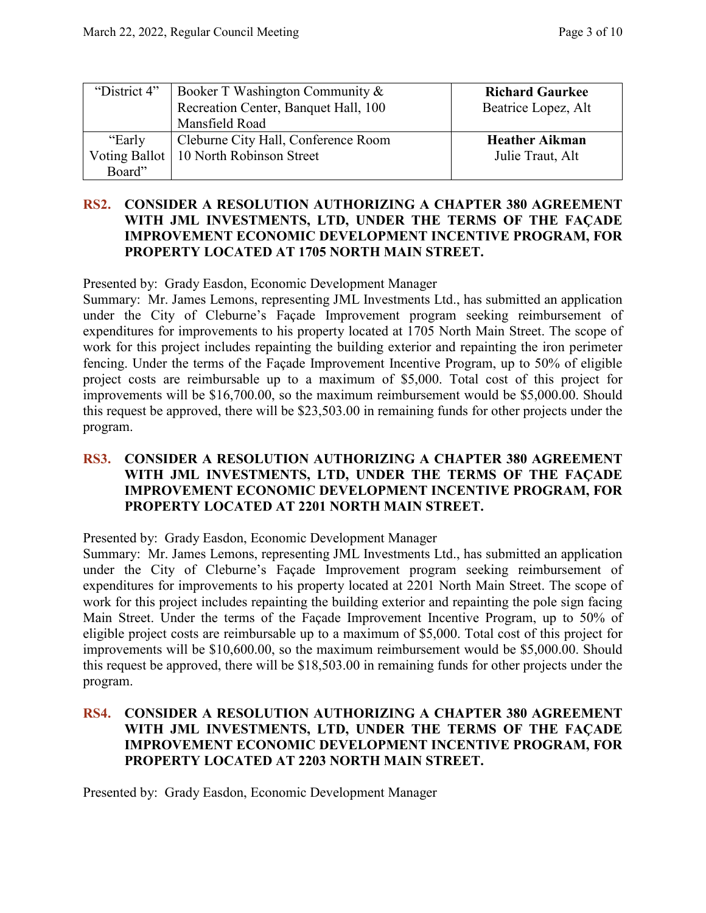| "District 4" | Booker T Washington Community & Recreation Center, Banquet Hall, 100 Mansfield Road | **Richard Gaurkee**<br>Beatrice Lopez, Alt |
|---|---|---|
| "Early Voting Ballot Board" | Cleburne City Hall, Conference Room 10 North Robinson Street | **Heather Aikman**<br>Julie Traut, Alt |

### RS2. CONSIDER A RESOLUTION AUTHORIZING A CHAPTER 380 AGREEMENT WITH JML INVESTMENTS, LTD, UNDER THE TERMS OF THE FAÇADE IMPROVEMENT ECONOMIC DEVELOPMENT INCENTIVE PROGRAM, FOR PROPERTY LOCATED AT 1705 NORTH MAIN STREET.

Presented by: Grady Easdon, Economic Development Manager
Summary: Mr. James Lemons, representing JML Investments Ltd., has submitted an application under the City of Cleburne's Façade Improvement program seeking reimbursement of expenditures for improvements to his property located at 1705 North Main Street. The scope of work for this project includes repainting the building exterior and repainting the iron perimeter fencing. Under the terms of the Façade Improvement Incentive Program, up to 50% of eligible project costs are reimbursable up to a maximum of $5,000. Total cost of this project for improvements will be $16,700.00, so the maximum reimbursement would be $5,000.00. Should this request be approved, there will be $23,503.00 in remaining funds for other projects under the program.

### RS3. CONSIDER A RESOLUTION AUTHORIZING A CHAPTER 380 AGREEMENT WITH JML INVESTMENTS, LTD, UNDER THE TERMS OF THE FAÇADE IMPROVEMENT ECONOMIC DEVELOPMENT INCENTIVE PROGRAM, FOR PROPERTY LOCATED AT 2201 NORTH MAIN STREET.

Presented by: Grady Easdon, Economic Development Manager
Summary: Mr. James Lemons, representing JML Investments Ltd., has submitted an application under the City of Cleburne's Façade Improvement program seeking reimbursement of expenditures for improvements to his property located at 2201 North Main Street. The scope of work for this project includes repainting the building exterior and repainting the pole sign facing Main Street. Under the terms of the Façade Improvement Incentive Program, up to 50% of eligible project costs are reimbursable up to a maximum of $5,000. Total cost of this project for improvements will be $10,600.00, so the maximum reimbursement would be $5,000.00. Should this request be approved, there will be $18,503.00 in remaining funds for other projects under the program.

### RS4. CONSIDER A RESOLUTION AUTHORIZING A CHAPTER 380 AGREEMENT WITH JML INVESTMENTS, LTD, UNDER THE TERMS OF THE FAÇADE IMPROVEMENT ECONOMIC DEVELOPMENT INCENTIVE PROGRAM, FOR PROPERTY LOCATED AT 2203 NORTH MAIN STREET.

Presented by: Grady Easdon, Economic Development Manager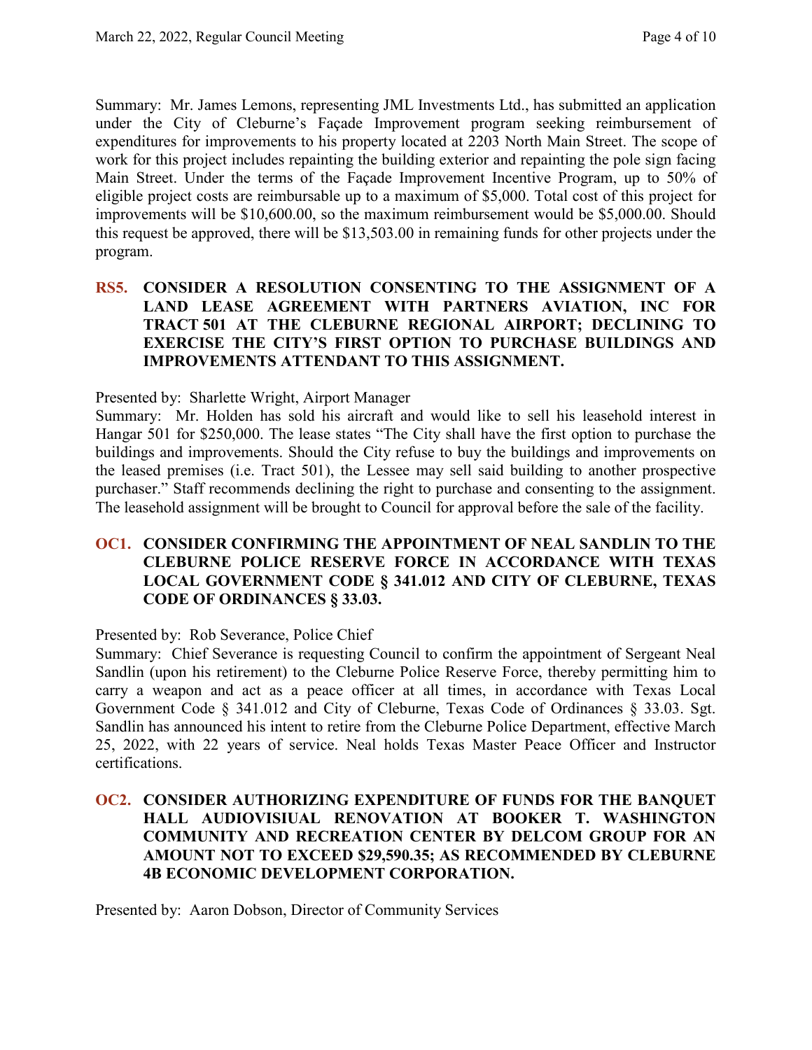Summary: Mr. James Lemons, representing JML Investments Ltd., has submitted an application under the City of Cleburne's Façade Improvement program seeking reimbursement of expenditures for improvements to his property located at 2203 North Main Street. The scope of work for this project includes repainting the building exterior and repainting the pole sign facing Main Street. Under the terms of the Façade Improvement Incentive Program, up to 50% of eligible project costs are reimbursable up to a maximum of $5,000. Total cost of this project for improvements will be $10,600.00, so the maximum reimbursement would be $5,000.00. Should this request be approved, there will be $13,503.00 in remaining funds for other projects under the program.

**RS5. CONSIDER A RESOLUTION CONSENTING TO THE ASSIGNMENT OF A LAND LEASE AGREEMENT WITH PARTNERS AVIATION, INC FOR TRACT 501 AT THE CLEBURNE REGIONAL AIRPORT; DECLINING TO EXERCISE THE CITY'S FIRST OPTION TO PURCHASE BUILDINGS AND IMPROVEMENTS ATTENDANT TO THIS ASSIGNMENT.**

Presented by: Sharlette Wright, Airport Manager

Summary: Mr. Holden has sold his aircraft and would like to sell his leasehold interest in Hangar 501 for $250,000. The lease states "The City shall have the first option to purchase the buildings and improvements. Should the City refuse to buy the buildings and improvements on the leased premises (i.e. Tract 501), the Lessee may sell said building to another prospective purchaser." Staff recommends declining the right to purchase and consenting to the assignment. The leasehold assignment will be brought to Council for approval before the sale of the facility.

**OC1. CONSIDER CONFIRMING THE APPOINTMENT OF NEAL SANDLIN TO THE CLEBURNE POLICE RESERVE FORCE IN ACCORDANCE WITH TEXAS LOCAL GOVERNMENT CODE § 341.012 AND CITY OF CLEBURNE, TEXAS CODE OF ORDINANCES § 33.03.**

Presented by: Rob Severance, Police Chief

Summary: Chief Severance is requesting Council to confirm the appointment of Sergeant Neal Sandlin (upon his retirement) to the Cleburne Police Reserve Force, thereby permitting him to carry a weapon and act as a peace officer at all times, in accordance with Texas Local Government Code § 341.012 and City of Cleburne, Texas Code of Ordinances § 33.03. Sgt. Sandlin has announced his intent to retire from the Cleburne Police Department, effective March 25, 2022, with 22 years of service. Neal holds Texas Master Peace Officer and Instructor certifications.

**OC2. CONSIDER AUTHORIZING EXPENDITURE OF FUNDS FOR THE BANQUET HALL AUDIOVISIUAL RENOVATION AT BOOKER T. WASHINGTON COMMUNITY AND RECREATION CENTER BY DELCOM GROUP FOR AN AMOUNT NOT TO EXCEED $29,590.35; AS RECOMMENDED BY CLEBURNE 4B ECONOMIC DEVELOPMENT CORPORATION.**

Presented by: Aaron Dobson, Director of Community Services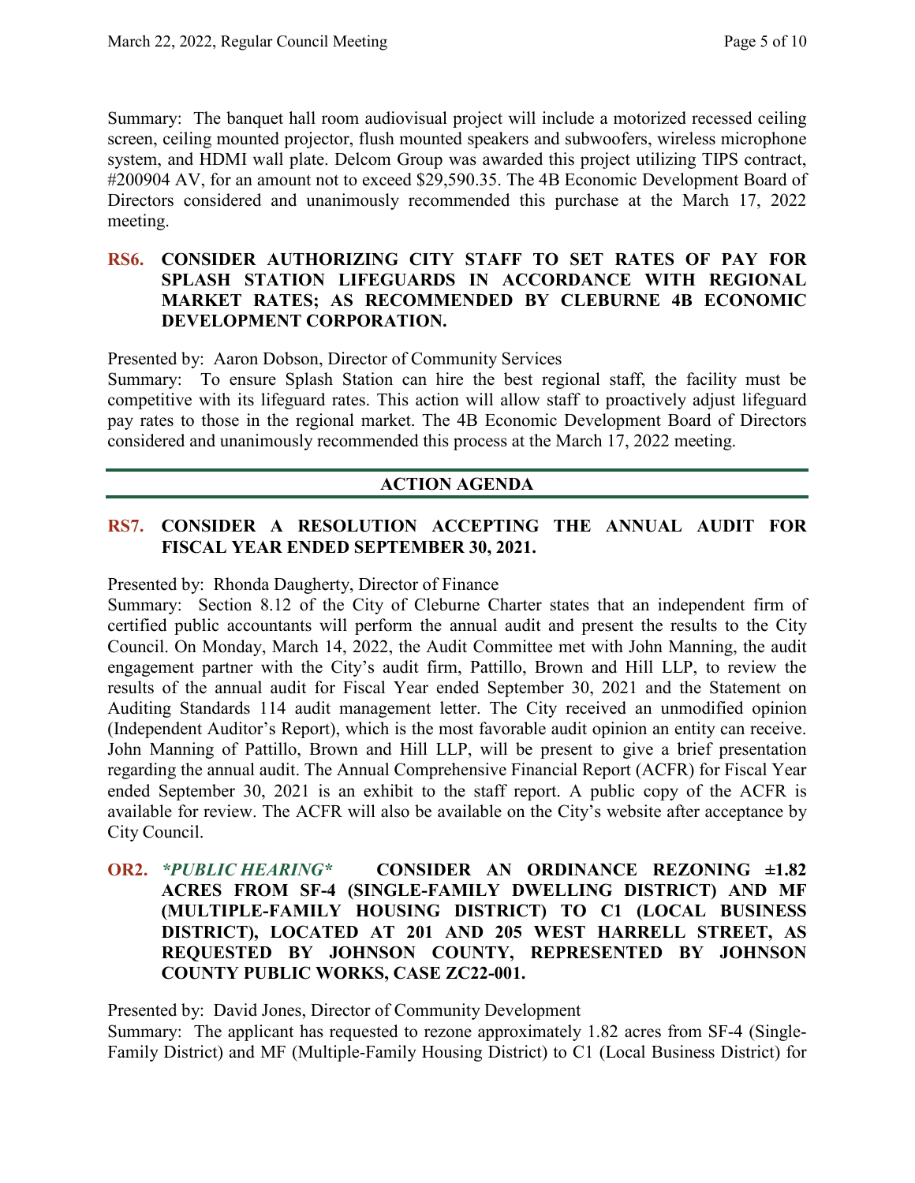Summary: The banquet hall room audiovisual project will include a motorized recessed ceiling screen, ceiling mounted projector, flush mounted speakers and subwoofers, wireless microphone system, and HDMI wall plate. Delcom Group was awarded this project utilizing TIPS contract, #200904 AV, for an amount not to exceed $29,590.35. The 4B Economic Development Board of Directors considered and unanimously recommended this purchase at the March 17, 2022 meeting.

### RS6. CONSIDER AUTHORIZING CITY STAFF TO SET RATES OF PAY FOR SPLASH STATION LIFEGUARDS IN ACCORDANCE WITH REGIONAL MARKET RATES; AS RECOMMENDED BY CLEBURNE 4B ECONOMIC DEVELOPMENT CORPORATION.

Presented by: Aaron Dobson, Director of Community Services

Summary: To ensure Splash Station can hire the best regional staff, the facility must be competitive with its lifeguard rates. This action will allow staff to proactively adjust lifeguard pay rates to those in the regional market. The 4B Economic Development Board of Directors considered and unanimously recommended this process at the March 17, 2022 meeting.

## ACTION AGENDA

### RS7. CONSIDER A RESOLUTION ACCEPTING THE ANNUAL AUDIT FOR FISCAL YEAR ENDED SEPTEMBER 30, 2021.

Presented by: Rhonda Daugherty, Director of Finance

Summary: Section 8.12 of the City of Cleburne Charter states that an independent firm of certified public accountants will perform the annual audit and present the results to the City Council. On Monday, March 14, 2022, the Audit Committee met with John Manning, the audit engagement partner with the City's audit firm, Pattillo, Brown and Hill LLP, to review the results of the annual audit for Fiscal Year ended September 30, 2021 and the Statement on Auditing Standards 114 audit management letter. The City received an unmodified opinion (Independent Auditor's Report), which is the most favorable audit opinion an entity can receive. John Manning of Pattillo, Brown and Hill LLP, will be present to give a brief presentation regarding the annual audit. The Annual Comprehensive Financial Report (ACFR) for Fiscal Year ended September 30, 2021 is an exhibit to the staff report. A public copy of the ACFR is available for review. The ACFR will also be available on the City's website after acceptance by City Council.

### OR2. *PUBLIC HEARING* CONSIDER AN ORDINANCE REZONING ±1.82 ACRES FROM SF-4 (SINGLE-FAMILY DWELLING DISTRICT) AND MF (MULTIPLE-FAMILY HOUSING DISTRICT) TO C1 (LOCAL BUSINESS DISTRICT), LOCATED AT 201 AND 205 WEST HARRELL STREET, AS REQUESTED BY JOHNSON COUNTY, REPRESENTED BY JOHNSON COUNTY PUBLIC WORKS, CASE ZC22-001.

Presented by: David Jones, Director of Community Development

Summary: The applicant has requested to rezone approximately 1.82 acres from SF-4 (Single-Family District) and MF (Multiple-Family Housing District) to C1 (Local Business District) for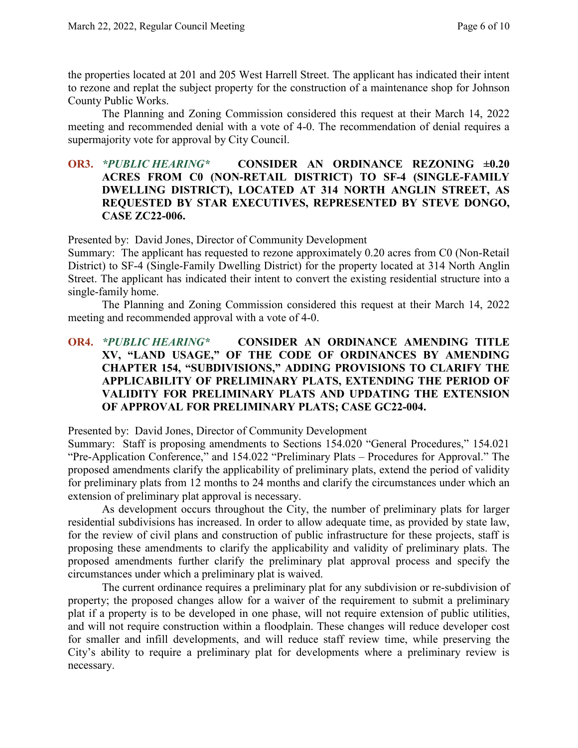the properties located at 201 and 205 West Harrell Street. The applicant has indicated their intent to rezone and replat the subject property for the construction of a maintenance shop for Johnson County Public Works.

The Planning and Zoning Commission considered this request at their March 14, 2022 meeting and recommended denial with a vote of 4-0. The recommendation of denial requires a supermajority vote for approval by City Council.

**OR3.** ***PUBLIC HEARING*** **CONSIDER AN ORDINANCE REZONING ±0.20 ACRES FROM C0 (NON-RETAIL DISTRICT) TO SF-4 (SINGLE-FAMILY DWELLING DISTRICT), LOCATED AT 314 NORTH ANGLIN STREET, AS REQUESTED BY STAR EXECUTIVES, REPRESENTED BY STEVE DONGO, CASE ZC22-006.**

Presented by: David Jones, Director of Community Development

Summary: The applicant has requested to rezone approximately 0.20 acres from C0 (Non-Retail District) to SF-4 (Single-Family Dwelling District) for the property located at 314 North Anglin Street. The applicant has indicated their intent to convert the existing residential structure into a single-family home.

The Planning and Zoning Commission considered this request at their March 14, 2022 meeting and recommended approval with a vote of 4-0.

**OR4.** ***PUBLIC HEARING*** **CONSIDER AN ORDINANCE AMENDING TITLE XV, "LAND USAGE," OF THE CODE OF ORDINANCES BY AMENDING CHAPTER 154, "SUBDIVISIONS," ADDING PROVISIONS TO CLARIFY THE APPLICABILITY OF PRELIMINARY PLATS, EXTENDING THE PERIOD OF VALIDITY FOR PRELIMINARY PLATS AND UPDATING THE EXTENSION OF APPROVAL FOR PRELIMINARY PLATS; CASE GC22-004.**

Presented by: David Jones, Director of Community Development

Summary: Staff is proposing amendments to Sections 154.020 "General Procedures," 154.021 "Pre-Application Conference," and 154.022 "Preliminary Plats – Procedures for Approval." The proposed amendments clarify the applicability of preliminary plats, extend the period of validity for preliminary plats from 12 months to 24 months and clarify the circumstances under which an extension of preliminary plat approval is necessary.

As development occurs throughout the City, the number of preliminary plats for larger residential subdivisions has increased. In order to allow adequate time, as provided by state law, for the review of civil plans and construction of public infrastructure for these projects, staff is proposing these amendments to clarify the applicability and validity of preliminary plats. The proposed amendments further clarify the preliminary plat approval process and specify the circumstances under which a preliminary plat is waived.

The current ordinance requires a preliminary plat for any subdivision or re-subdivision of property; the proposed changes allow for a waiver of the requirement to submit a preliminary plat if a property is to be developed in one phase, will not require extension of public utilities, and will not require construction within a floodplain. These changes will reduce developer cost for smaller and infill developments, and will reduce staff review time, while preserving the City's ability to require a preliminary plat for developments where a preliminary review is necessary.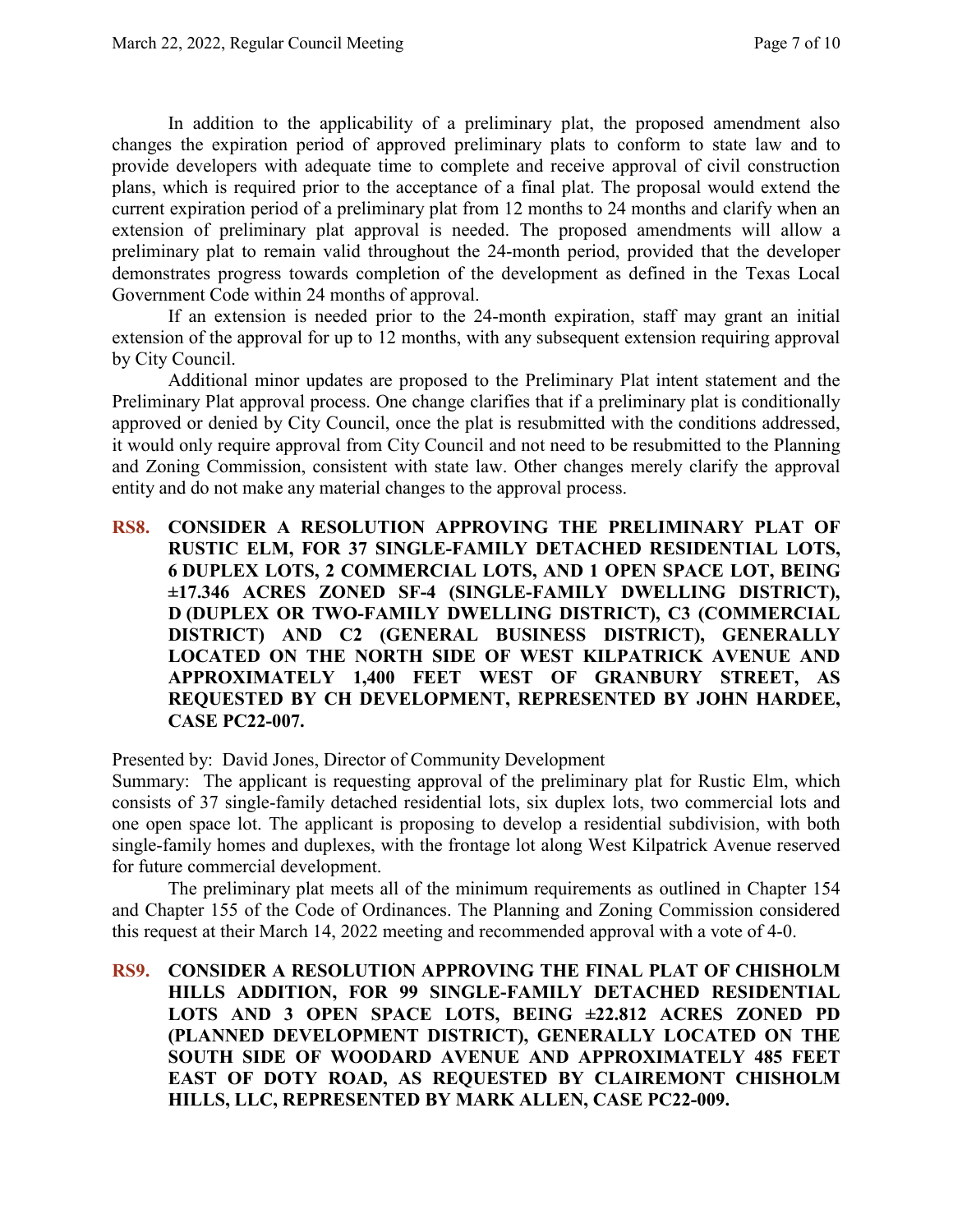In addition to the applicability of a preliminary plat, the proposed amendment also changes the expiration period of approved preliminary plats to conform to state law and to provide developers with adequate time to complete and receive approval of civil construction plans, which is required prior to the acceptance of a final plat. The proposal would extend the current expiration period of a preliminary plat from 12 months to 24 months and clarify when an extension of preliminary plat approval is needed. The proposed amendments will allow a preliminary plat to remain valid throughout the 24-month period, provided that the developer demonstrates progress towards completion of the development as defined in the Texas Local Government Code within 24 months of approval.

If an extension is needed prior to the 24-month expiration, staff may grant an initial extension of the approval for up to 12 months, with any subsequent extension requiring approval by City Council.

Additional minor updates are proposed to the Preliminary Plat intent statement and the Preliminary Plat approval process. One change clarifies that if a preliminary plat is conditionally approved or denied by City Council, once the plat is resubmitted with the conditions addressed, it would only require approval from City Council and not need to be resubmitted to the Planning and Zoning Commission, consistent with state law. Other changes merely clarify the approval entity and do not make any material changes to the approval process.

**RS8. CONSIDER A RESOLUTION APPROVING THE PRELIMINARY PLAT OF RUSTIC ELM, FOR 37 SINGLE-FAMILY DETACHED RESIDENTIAL LOTS, 6 DUPLEX LOTS, 2 COMMERCIAL LOTS, AND 1 OPEN SPACE LOT, BEING ±17.346 ACRES ZONED SF-4 (SINGLE-FAMILY DWELLING DISTRICT), D (DUPLEX OR TWO-FAMILY DWELLING DISTRICT), C3 (COMMERCIAL DISTRICT) AND C2 (GENERAL BUSINESS DISTRICT), GENERALLY LOCATED ON THE NORTH SIDE OF WEST KILPATRICK AVENUE AND APPROXIMATELY 1,400 FEET WEST OF GRANBURY STREET, AS REQUESTED BY CH DEVELOPMENT, REPRESENTED BY JOHN HARDEE, CASE PC22-007.**

Presented by: David Jones, Director of Community Development

Summary: The applicant is requesting approval of the preliminary plat for Rustic Elm, which consists of 37 single-family detached residential lots, six duplex lots, two commercial lots and one open space lot. The applicant is proposing to develop a residential subdivision, with both single-family homes and duplexes, with the frontage lot along West Kilpatrick Avenue reserved for future commercial development.

The preliminary plat meets all of the minimum requirements as outlined in Chapter 154 and Chapter 155 of the Code of Ordinances. The Planning and Zoning Commission considered this request at their March 14, 2022 meeting and recommended approval with a vote of 4-0.

**RS9. CONSIDER A RESOLUTION APPROVING THE FINAL PLAT OF CHISHOLM HILLS ADDITION, FOR 99 SINGLE-FAMILY DETACHED RESIDENTIAL LOTS AND 3 OPEN SPACE LOTS, BEING ±22.812 ACRES ZONED PD (PLANNED DEVELOPMENT DISTRICT), GENERALLY LOCATED ON THE SOUTH SIDE OF WOODARD AVENUE AND APPROXIMATELY 485 FEET EAST OF DOTY ROAD, AS REQUESTED BY CLAIREMONT CHISHOLM HILLS, LLC, REPRESENTED BY MARK ALLEN, CASE PC22-009.**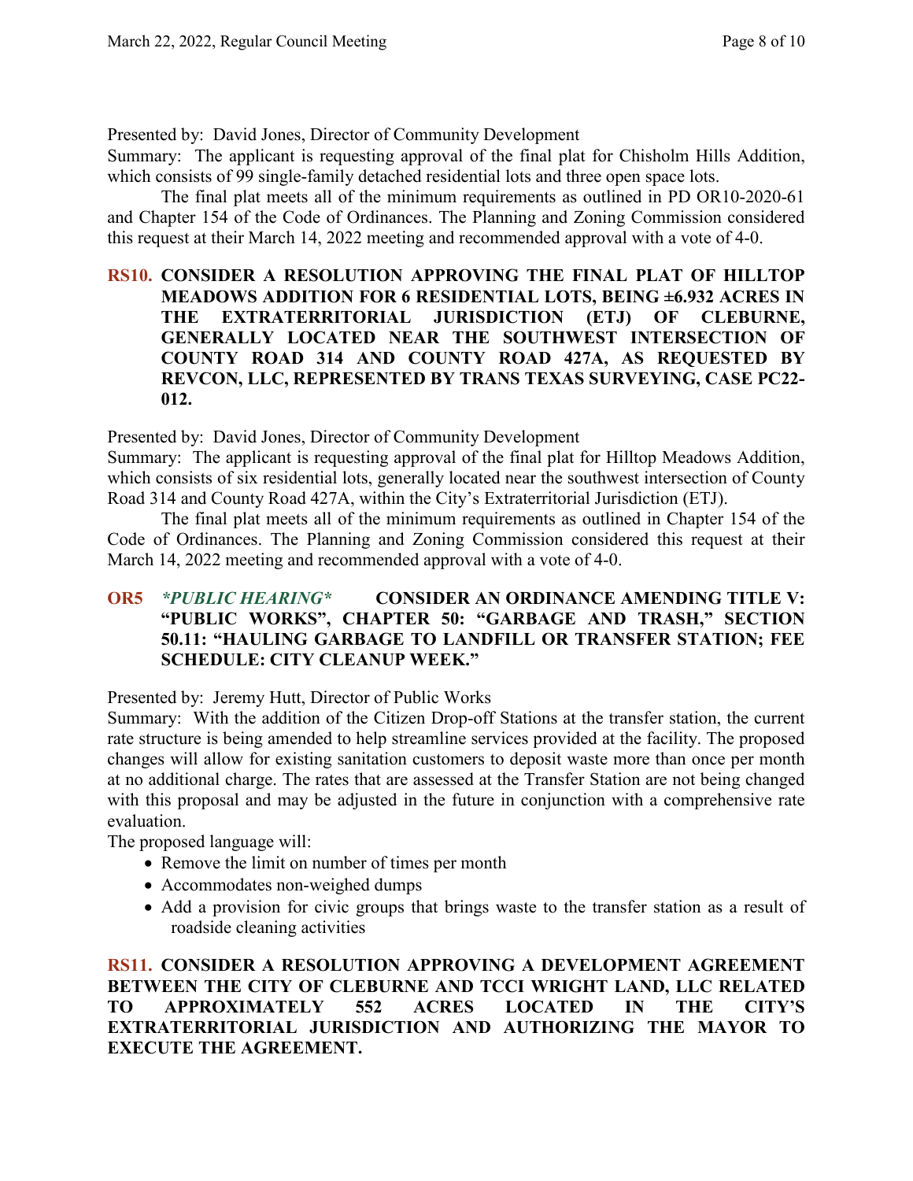Presented by: David Jones, Director of Community Development

Summary: The applicant is requesting approval of the final plat for Chisholm Hills Addition, which consists of 99 single-family detached residential lots and three open space lots.

The final plat meets all of the minimum requirements as outlined in PD OR10-2020-61 and Chapter 154 of the Code of Ordinances. The Planning and Zoning Commission considered this request at their March 14, 2022 meeting and recommended approval with a vote of 4-0.

**RS10. CONSIDER A RESOLUTION APPROVING THE FINAL PLAT OF HILLTOP MEADOWS ADDITION FOR 6 RESIDENTIAL LOTS, BEING ±6.932 ACRES IN THE EXTRATERRITORIAL JURISDICTION (ETJ) OF CLEBURNE, GENERALLY LOCATED NEAR THE SOUTHWEST INTERSECTION OF COUNTY ROAD 314 AND COUNTY ROAD 427A, AS REQUESTED BY REVCON, LLC, REPRESENTED BY TRANS TEXAS SURVEYING, CASE PC22-012.**

Presented by: David Jones, Director of Community Development

Summary: The applicant is requesting approval of the final plat for Hilltop Meadows Addition, which consists of six residential lots, generally located near the southwest intersection of County Road 314 and County Road 427A, within the City's Extraterritorial Jurisdiction (ETJ).

The final plat meets all of the minimum requirements as outlined in Chapter 154 of the Code of Ordinances. The Planning and Zoning Commission considered this request at their March 14, 2022 meeting and recommended approval with a vote of 4-0.

**OR5** ***\*PUBLIC HEARING\**** **CONSIDER AN ORDINANCE AMENDING TITLE V: "PUBLIC WORKS", CHAPTER 50: "GARBAGE AND TRASH," SECTION 50.11: "HAULING GARBAGE TO LANDFILL OR TRANSFER STATION; FEE SCHEDULE: CITY CLEANUP WEEK."**

Presented by: Jeremy Hutt, Director of Public Works

Summary: With the addition of the Citizen Drop-off Stations at the transfer station, the current rate structure is being amended to help streamline services provided at the facility. The proposed changes will allow for existing sanitation customers to deposit waste more than once per month at no additional charge. The rates that are assessed at the Transfer Station are not being changed with this proposal and may be adjusted in the future in conjunction with a comprehensive rate evaluation.

The proposed language will:

- Remove the limit on number of times per month
- Accommodates non-weighed dumps
- Add a provision for civic groups that brings waste to the transfer station as a result of roadside cleaning activities

**RS11. CONSIDER A RESOLUTION APPROVING A DEVELOPMENT AGREEMENT BETWEEN THE CITY OF CLEBURNE AND TCCI WRIGHT LAND, LLC RELATED TO APPROXIMATELY 552 ACRES LOCATED IN THE CITY'S EXTRATERRITORIAL JURISDICTION AND AUTHORIZING THE MAYOR TO EXECUTE THE AGREEMENT.**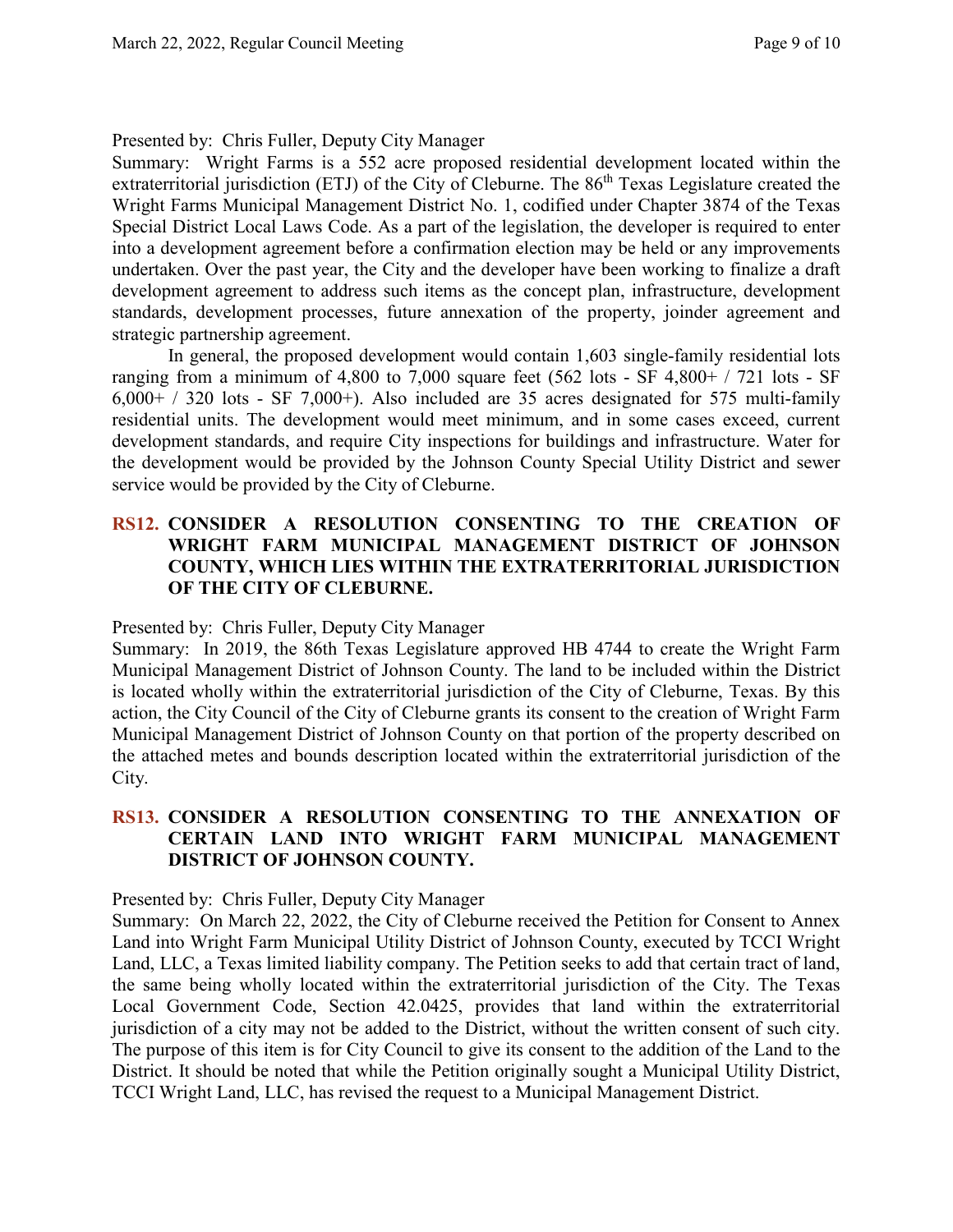Presented by: Chris Fuller, Deputy City Manager

Summary: Wright Farms is a 552 acre proposed residential development located within the extraterritorial jurisdiction (ETJ) of the City of Cleburne. The 86th Texas Legislature created the Wright Farms Municipal Management District No. 1, codified under Chapter 3874 of the Texas Special District Local Laws Code. As a part of the legislation, the developer is required to enter into a development agreement before a confirmation election may be held or any improvements undertaken. Over the past year, the City and the developer have been working to finalize a draft development agreement to address such items as the concept plan, infrastructure, development standards, development processes, future annexation of the property, joinder agreement and strategic partnership agreement.

In general, the proposed development would contain 1,603 single-family residential lots ranging from a minimum of 4,800 to 7,000 square feet (562 lots - SF 4,800+ / 721 lots - SF 6,000+ / 320 lots - SF 7,000+). Also included are 35 acres designated for 575 multi-family residential units. The development would meet minimum, and in some cases exceed, current development standards, and require City inspections for buildings and infrastructure. Water for the development would be provided by the Johnson County Special Utility District and sewer service would be provided by the City of Cleburne.

## RS12. CONSIDER A RESOLUTION CONSENTING TO THE CREATION OF WRIGHT FARM MUNICIPAL MANAGEMENT DISTRICT OF JOHNSON COUNTY, WHICH LIES WITHIN THE EXTRATERRITORIAL JURISDICTION OF THE CITY OF CLEBURNE.

Presented by: Chris Fuller, Deputy City Manager

Summary: In 2019, the 86th Texas Legislature approved HB 4744 to create the Wright Farm Municipal Management District of Johnson County. The land to be included within the District is located wholly within the extraterritorial jurisdiction of the City of Cleburne, Texas. By this action, the City Council of the City of Cleburne grants its consent to the creation of Wright Farm Municipal Management District of Johnson County on that portion of the property described on the attached metes and bounds description located within the extraterritorial jurisdiction of the City.

## RS13. CONSIDER A RESOLUTION CONSENTING TO THE ANNEXATION OF CERTAIN LAND INTO WRIGHT FARM MUNICIPAL MANAGEMENT DISTRICT OF JOHNSON COUNTY.

Presented by: Chris Fuller, Deputy City Manager

Summary: On March 22, 2022, the City of Cleburne received the Petition for Consent to Annex Land into Wright Farm Municipal Utility District of Johnson County, executed by TCCI Wright Land, LLC, a Texas limited liability company. The Petition seeks to add that certain tract of land, the same being wholly located within the extraterritorial jurisdiction of the City. The Texas Local Government Code, Section 42.0425, provides that land within the extraterritorial jurisdiction of a city may not be added to the District, without the written consent of such city. The purpose of this item is for City Council to give its consent to the addition of the Land to the District. It should be noted that while the Petition originally sought a Municipal Utility District, TCCI Wright Land, LLC, has revised the request to a Municipal Management District.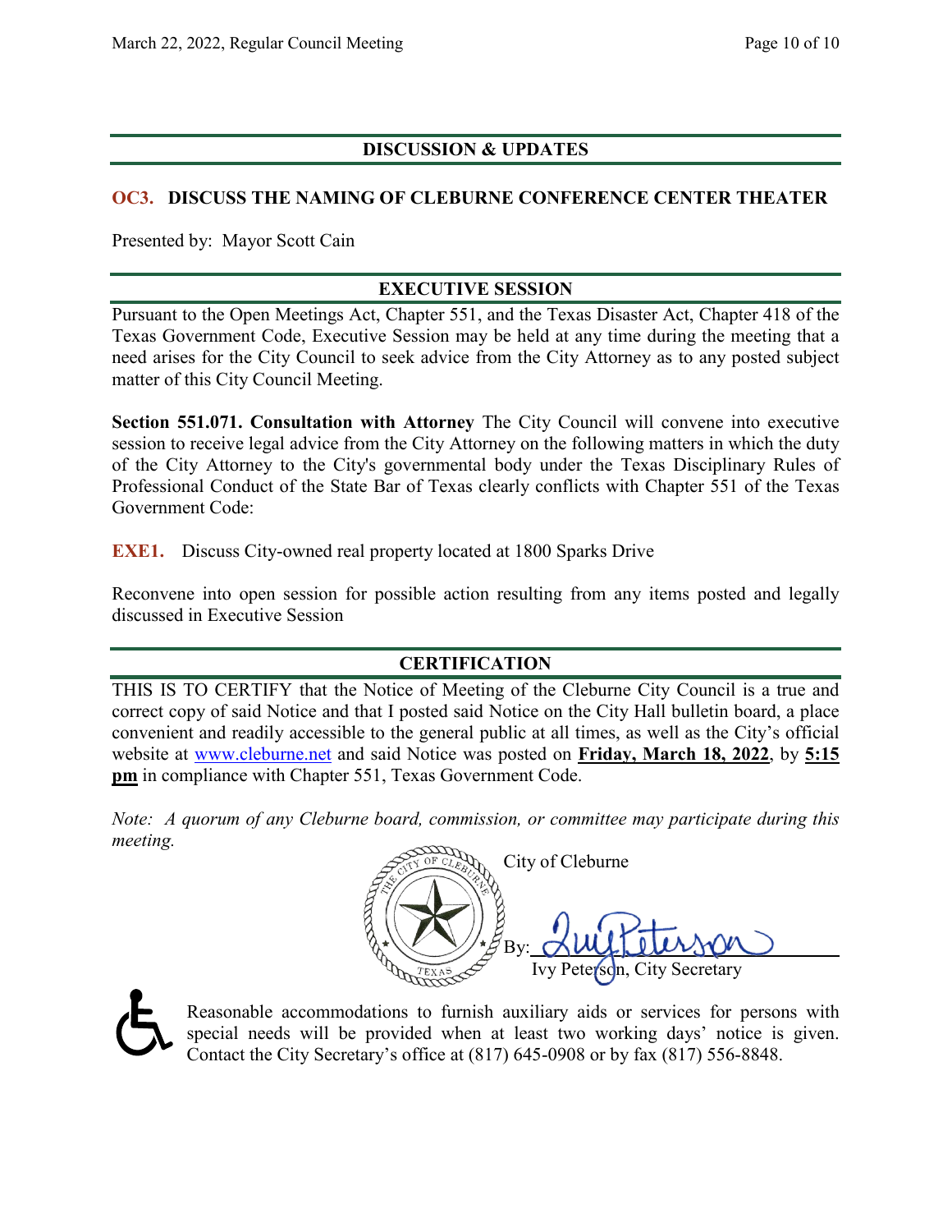## DISCUSSION & UPDATES

### OC3. DISCUSS THE NAMING OF CLEBURNE CONFERENCE CENTER THEATER

Presented by: Mayor Scott Cain

## EXECUTIVE SESSION

Pursuant to the Open Meetings Act, Chapter 551, and the Texas Disaster Act, Chapter 418 of the Texas Government Code, Executive Session may be held at any time during the meeting that a need arises for the City Council to seek advice from the City Attorney as to any posted subject matter of this City Council Meeting.

**Section 551.071. Consultation with Attorney** The City Council will convene into executive session to receive legal advice from the City Attorney on the following matters in which the duty of the City Attorney to the City's governmental body under the Texas Disciplinary Rules of Professional Conduct of the State Bar of Texas clearly conflicts with Chapter 551 of the Texas Government Code:

**EXE1.** Discuss City-owned real property located at 1800 Sparks Drive

Reconvene into open session for possible action resulting from any items posted and legally discussed in Executive Session

## CERTIFICATION

THIS IS TO CERTIFY that the Notice of Meeting of the Cleburne City Council is a true and correct copy of said Notice and that I posted said Notice on the City Hall bulletin board, a place convenient and readily accessible to the general public at all times, as well as the City's official website at www.cleburne.net and said Notice was posted on **Friday, March 18, 2022**, by **5:15 pm** in compliance with Chapter 551, Texas Government Code.

*Note: A quorum of any Cleburne board, commission, or committee may participate during this meeting.*

City of Cleburne

By: Ivy Peterson

Ivy Peterson, City Secretary

Reasonable accommodations to furnish auxiliary aids or services for persons with special needs will be provided when at least two working days' notice is given. Contact the City Secretary's office at (817) 645-0908 or by fax (817) 556-8848.